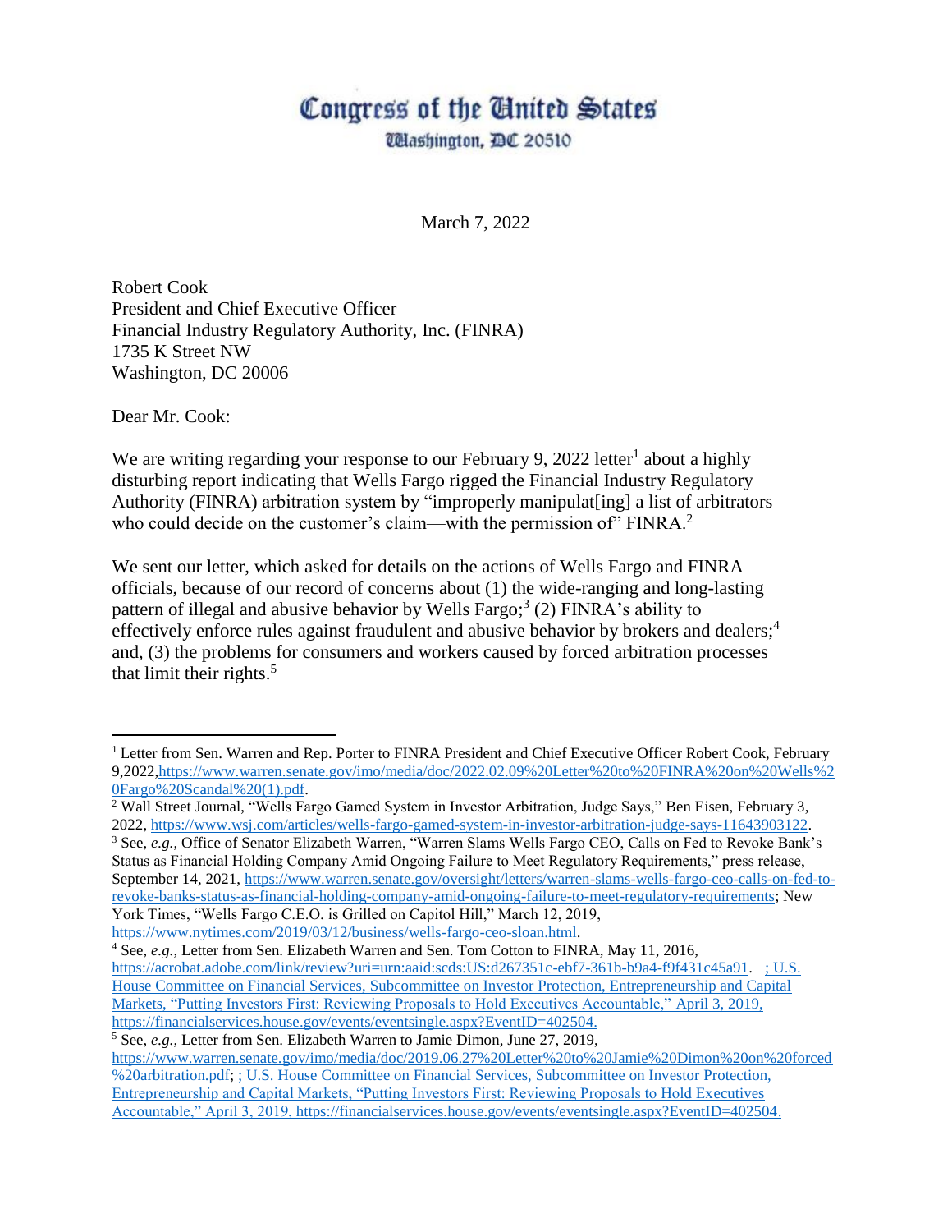# Congress of the United States

Washington, DC 20510

March 7, 2022

Robert Cook
President and Chief Executive Officer
Financial Industry Regulatory Authority, Inc. (FINRA)
1735 K Street NW
Washington, DC 20006

Dear Mr. Cook:

We are writing regarding your response to our February 9, 2022 letter[1] about a highly disturbing report indicating that Wells Fargo rigged the Financial Industry Regulatory Authority (FINRA) arbitration system by "improperly manipulat[ing] a list of arbitrators who could decide on the customer's claim—with the permission of" FINRA.[2]

We sent our letter, which asked for details on the actions of Wells Fargo and FINRA officials, because of our record of concerns about (1) the wide-ranging and long-lasting pattern of illegal and abusive behavior by Wells Fargo;[3] (2) FINRA's ability to effectively enforce rules against fraudulent and abusive behavior by brokers and dealers;[4] and, (3) the problems for consumers and workers caused by forced arbitration processes that limit their rights.[5]

---

[1] Letter from Sen. Warren and Rep. Porter to FINRA President and Chief Executive Officer Robert Cook, February 9,2022,https://www.warren.senate.gov/imo/media/doc/2022.02.09%20Letter%20to%20FINRA%20on%20Wells%20Fargo%20Scandal%20(1).pdf.

[2] Wall Street Journal, "Wells Fargo Gamed System in Investor Arbitration, Judge Says," Ben Eisen, February 3, 2022, https://www.wsj.com/articles/wells-fargo-gamed-system-in-investor-arbitration-judge-says-11643903122.

[3] See, *e.g.*, Office of Senator Elizabeth Warren, "Warren Slams Wells Fargo CEO, Calls on Fed to Revoke Bank's Status as Financial Holding Company Amid Ongoing Failure to Meet Regulatory Requirements," press release, September 14, 2021, https://www.warren.senate.gov/oversight/letters/warren-slams-wells-fargo-ceo-calls-on-fed-to-revoke-banks-status-as-financial-holding-company-amid-ongoing-failure-to-meet-regulatory-requirements; New York Times, "Wells Fargo C.E.O. is Grilled on Capitol Hill," March 12, 2019, https://www.nytimes.com/2019/03/12/business/wells-fargo-ceo-sloan.html.

[4] See, *e.g.*, Letter from Sen. Elizabeth Warren and Sen. Tom Cotton to FINRA, May 11, 2016, https://acrobat.adobe.com/link/review?uri=urn:aaid:scds:US:d267351c-ebf7-361b-b9a4-f9f431c45a91. ; U.S. House Committee on Financial Services, Subcommittee on Investor Protection, Entrepreneurship and Capital Markets, "Putting Investors First: Reviewing Proposals to Hold Executives Accountable," April 3, 2019, https://financialservices.house.gov/events/eventsingle.aspx?EventID=402504.

[5] See, *e.g.*, Letter from Sen. Elizabeth Warren to Jamie Dimon, June 27, 2019, https://www.warren.senate.gov/imo/media/doc/2019.06.27%20Letter%20to%20Jamie%20Dimon%20on%20forced%20arbitration.pdf; ; U.S. House Committee on Financial Services, Subcommittee on Investor Protection, Entrepreneurship and Capital Markets, "Putting Investors First: Reviewing Proposals to Hold Executives Accountable," April 3, 2019, https://financialservices.house.gov/events/eventsingle.aspx?EventID=402504.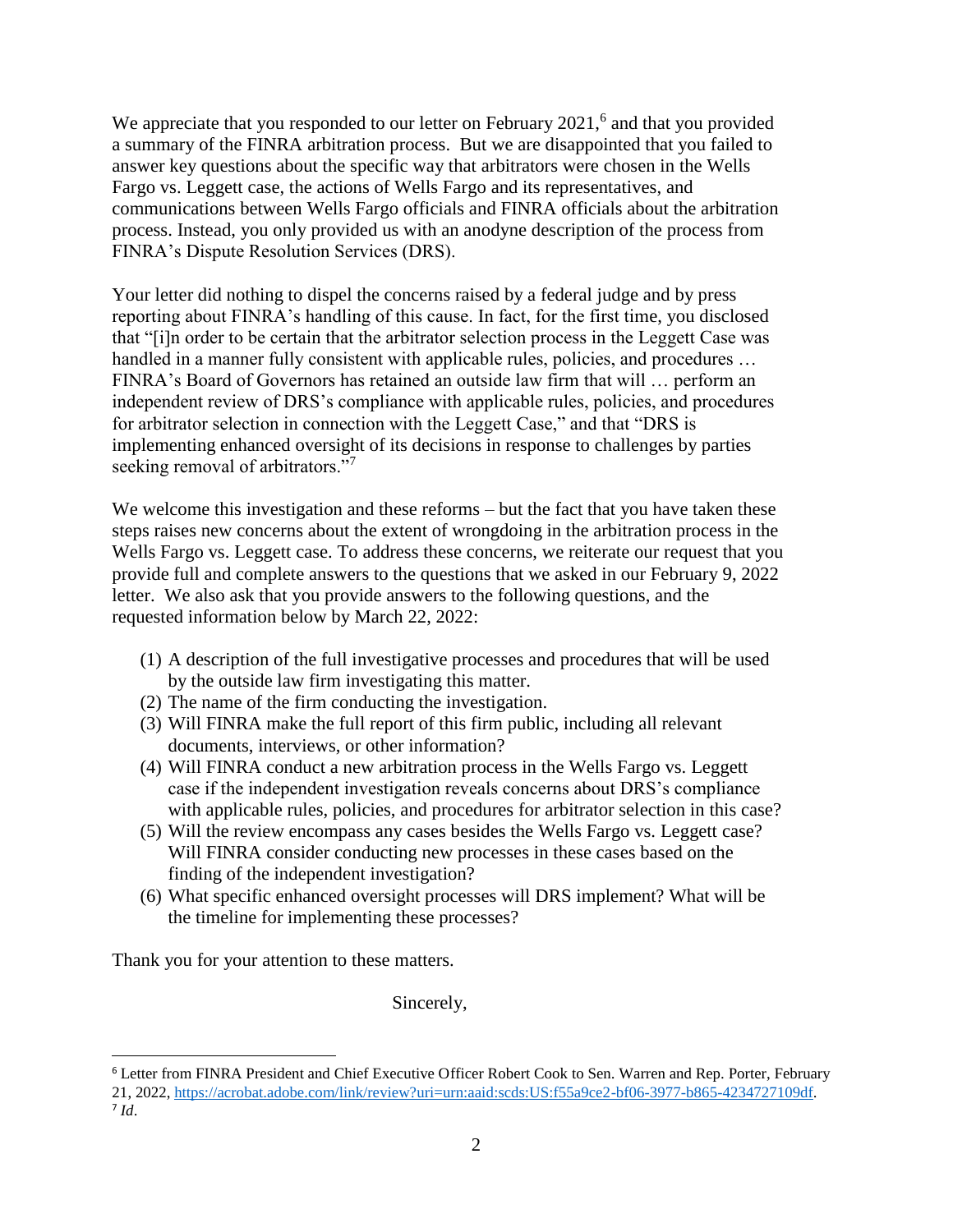We appreciate that you responded to our letter on February 2021,[6] and that you provided a summary of the FINRA arbitration process. But we are disappointed that you failed to answer key questions about the specific way that arbitrators were chosen in the Wells Fargo vs. Leggett case, the actions of Wells Fargo and its representatives, and communications between Wells Fargo officials and FINRA officials about the arbitration process. Instead, you only provided us with an anodyne description of the process from FINRA's Dispute Resolution Services (DRS).

Your letter did nothing to dispel the concerns raised by a federal judge and by press reporting about FINRA's handling of this cause. In fact, for the first time, you disclosed that "[i]n order to be certain that the arbitrator selection process in the Leggett Case was handled in a manner fully consistent with applicable rules, policies, and procedures … FINRA's Board of Governors has retained an outside law firm that will … perform an independent review of DRS's compliance with applicable rules, policies, and procedures for arbitrator selection in connection with the Leggett Case," and that "DRS is implementing enhanced oversight of its decisions in response to challenges by parties seeking removal of arbitrators."[7]

We welcome this investigation and these reforms – but the fact that you have taken these steps raises new concerns about the extent of wrongdoing in the arbitration process in the Wells Fargo vs. Leggett case. To address these concerns, we reiterate our request that you provide full and complete answers to the questions that we asked in our February 9, 2022 letter. We also ask that you provide answers to the following questions, and the requested information below by March 22, 2022:

(1) A description of the full investigative processes and procedures that will be used by the outside law firm investigating this matter.
(2) The name of the firm conducting the investigation.
(3) Will FINRA make the full report of this firm public, including all relevant documents, interviews, or other information?
(4) Will FINRA conduct a new arbitration process in the Wells Fargo vs. Leggett case if the independent investigation reveals concerns about DRS's compliance with applicable rules, policies, and procedures for arbitrator selection in this case?
(5) Will the review encompass any cases besides the Wells Fargo vs. Leggett case? Will FINRA consider conducting new processes in these cases based on the finding of the independent investigation?
(6) What specific enhanced oversight processes will DRS implement? What will be the timeline for implementing these processes?

Thank you for your attention to these matters.

Sincerely,

---

[6] Letter from FINRA President and Chief Executive Officer Robert Cook to Sen. Warren and Rep. Porter, February 21, 2022, https://acrobat.adobe.com/link/review?uri=urn:aaid:scds:US:f55a9ce2-bf06-3977-b865-4234727109df.

[7] *Id*.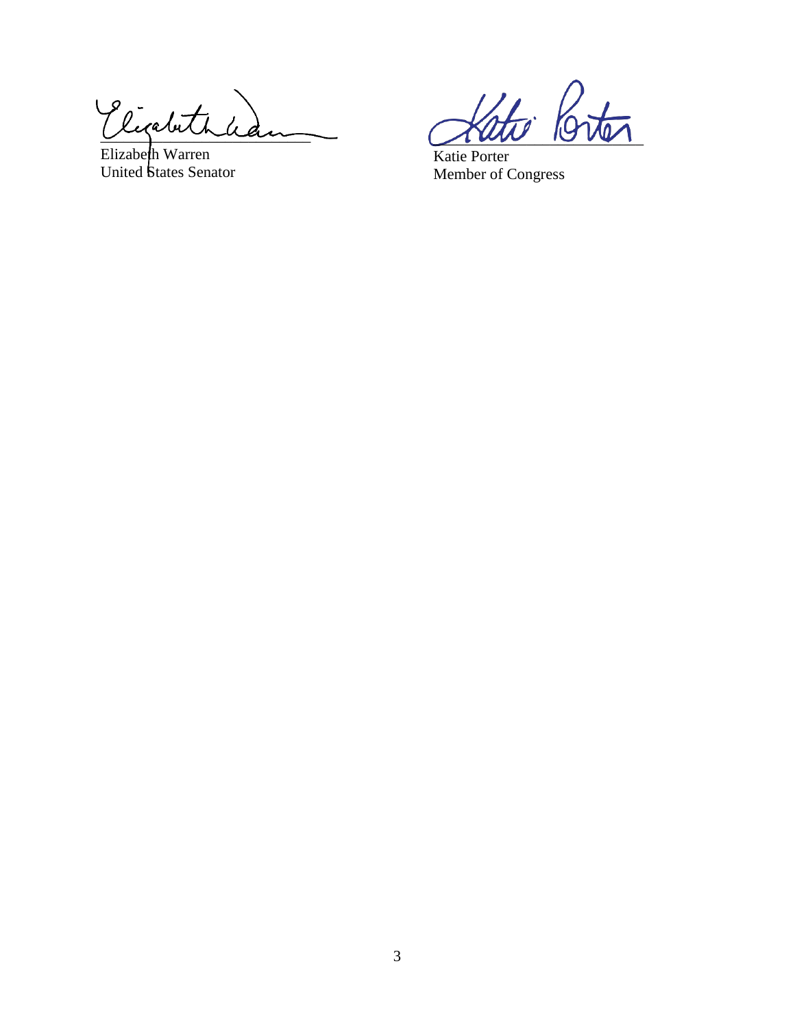Elizabeth Warren
United States Senator

Katie Porter
Member of Congress